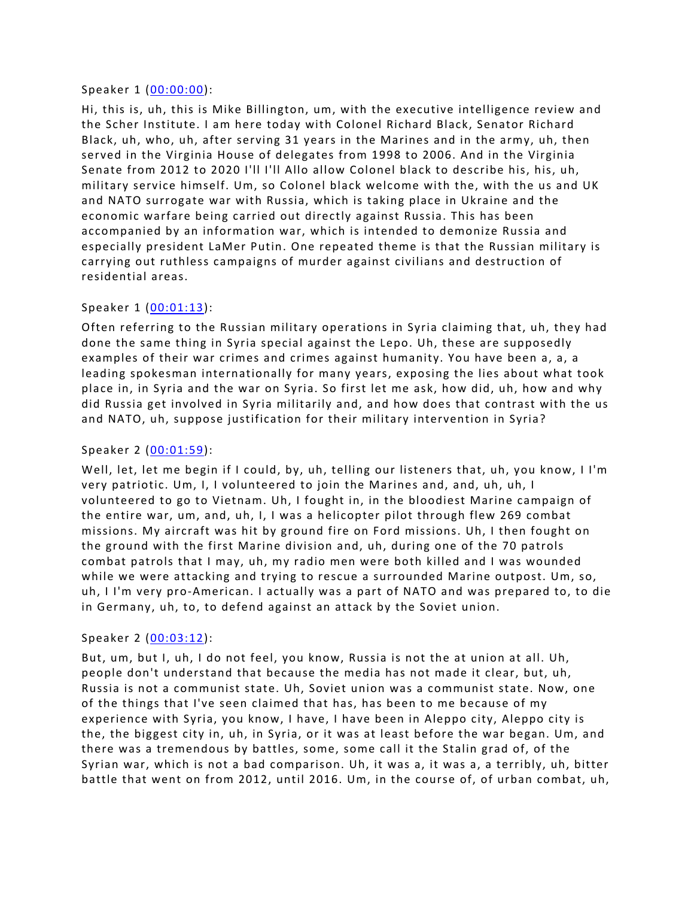Speaker 1 ([00:00:00](#)):

Hi, this is, uh, this is Mike Billington, um, with the executive intelligence review and the Scher Institute. I am here today with Colonel Richard Black, Senator Richard Black, uh, who, uh, after serving 31 years in the Marines and in the army, uh, then served in the Virginia House of delegates from 1998 to 2006. And in the Virginia Senate from 2012 to 2020 I'll I'll Allo allow Colonel black to describe his, his, uh, military service himself. Um, so Colonel black welcome with the, with the us and UK and NATO surrogate war with Russia, which is taking place in Ukraine and the economic warfare being carried out directly against Russia. This has been accompanied by an information war, which is intended to demonize Russia and especially president LaMer Putin. One repeated theme is that the Russian military is carrying out ruthless campaigns of murder against civilians and destruction of residential areas.

Speaker 1 ([00:01:13](#)):

Often referring to the Russian military operations in Syria claiming that, uh, they had done the same thing in Syria special against the Lepo. Uh, these are supposedly examples of their war crimes and crimes against humanity. You have been a, a, a leading spokesman internationally for many years, exposing the lies about what took place in, in Syria and the war on Syria. So first let me ask, how did, uh, how and why did Russia get involved in Syria militarily and, and how does that contrast with the us and NATO, uh, suppose justification for their military intervention in Syria?

Speaker 2 ([00:01:59](#)):

Well, let, let me begin if I could, by, uh, telling our listeners that, uh, you know, I I'm very patriotic. Um, I, I volunteered to join the Marines and, and, uh, uh, I volunteered to go to Vietnam. Uh, I fought in, in the bloodiest Marine campaign of the entire war, um, and, uh, I, I was a helicopter pilot through flew 269 combat missions. My aircraft was hit by ground fire on Ford missions. Uh, I then fought on the ground with the first Marine division and, uh, during one of the 70 patrols combat patrols that I may, uh, my radio men were both killed and I was wounded while we were attacking and trying to rescue a surrounded Marine outpost. Um, so, uh, I I'm very pro-American. I actually was a part of NATO and was prepared to, to die in Germany, uh, to, to defend against an attack by the Soviet union.

Speaker 2 ([00:03:12](#)):

But, um, but I, uh, I do not feel, you know, Russia is not the at union at all. Uh, people don't understand that because the media has not made it clear, but, uh, Russia is not a communist state. Uh, Soviet union was a communist state. Now, one of the things that I've seen claimed that has, has been to me because of my experience with Syria, you know, I have, I have been in Aleppo city, Aleppo city is the, the biggest city in, uh, in Syria, or it was at least before the war began. Um, and there was a tremendous by battles, some, some call it the Stalin grad of, of the Syrian war, which is not a bad comparison. Uh, it was a, it was a, a terribly, uh, bitter battle that went on from 2012, until 2016. Um, in the course of, of urban combat, uh,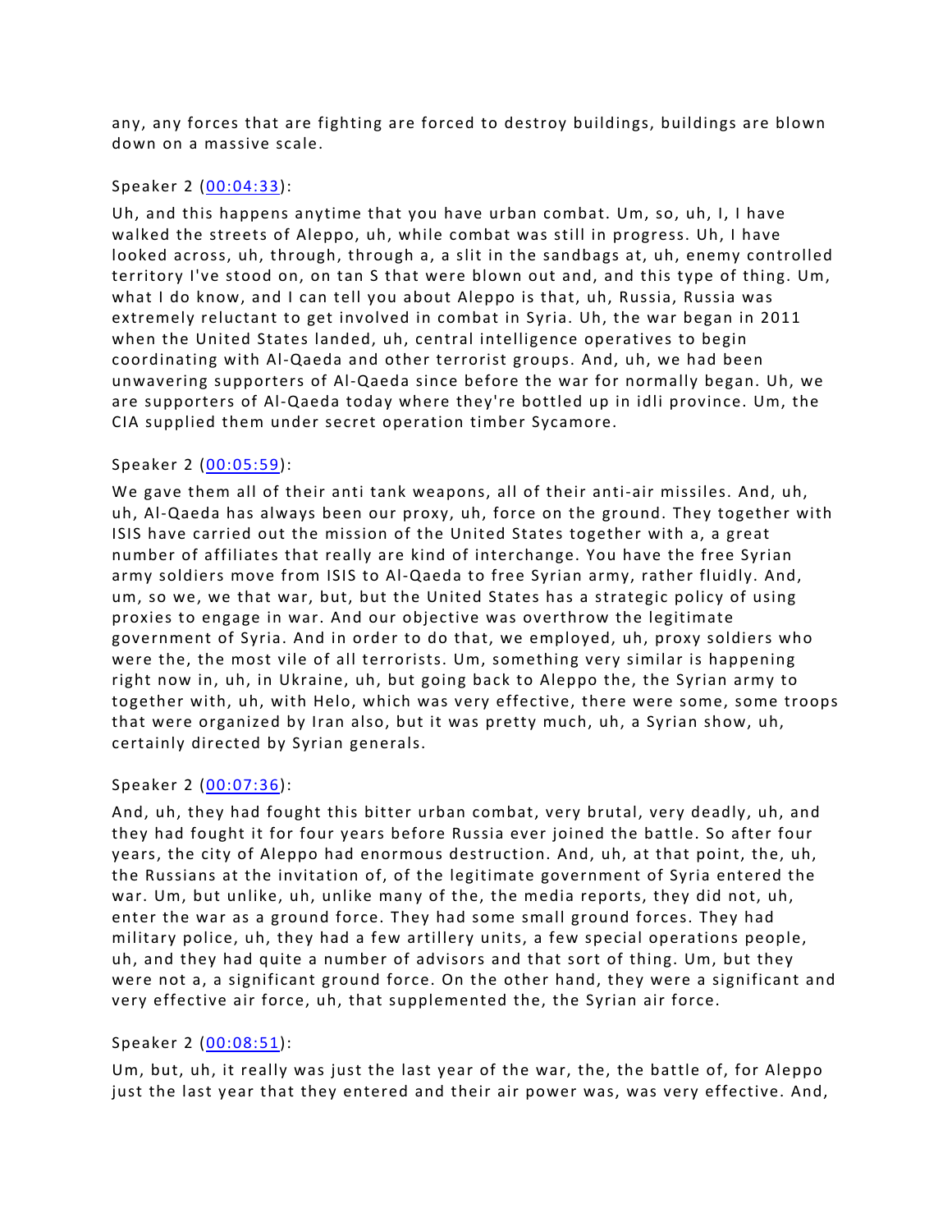any, any forces that are fighting are forced to destroy buildings, buildings are blown down on a massive scale.

Speaker 2 ([00:04:33]):

Uh, and this happens anytime that you have urban combat. Um, so, uh, I, I have walked the streets of Aleppo, uh, while combat was still in progress. Uh, I have looked across, uh, through, through a, a slit in the sandbags at, uh, enemy controlled territory I've stood on, on tan S that were blown out and, and this type of thing. Um, what I do know, and I can tell you about Aleppo is that, uh, Russia, Russia was extremely reluctant to get involved in combat in Syria. Uh, the war began in 2011 when the United States landed, uh, central intelligence operatives to begin coordinating with Al-Qaeda and other terrorist groups. And, uh, we had been unwavering supporters of Al-Qaeda since before the war for normally began. Uh, we are supporters of Al-Qaeda today where they're bottled up in idli province. Um, the CIA supplied them under secret operation timber Sycamore.

Speaker 2 ([00:05:59]):

We gave them all of their anti tank weapons, all of their anti-air missiles. And, uh, uh, Al-Qaeda has always been our proxy, uh, force on the ground. They together with ISIS have carried out the mission of the United States together with a, a great number of affiliates that really are kind of interchange. You have the free Syrian army soldiers move from ISIS to Al-Qaeda to free Syrian army, rather fluidly. And, um, so we, we that war, but, but the United States has a strategic policy of using proxies to engage in war. And our objective was overthrow the legitimate government of Syria. And in order to do that, we employed, uh, proxy soldiers who were the, the most vile of all terrorists. Um, something very similar is happening right now in, uh, in Ukraine, uh, but going back to Aleppo the, the Syrian army to together with, uh, with Helo, which was very effective, there were some, some troops that were organized by Iran also, but it was pretty much, uh, a Syrian show, uh, certainly directed by Syrian generals.

Speaker 2 ([00:07:36]):

And, uh, they had fought this bitter urban combat, very brutal, very deadly, uh, and they had fought it for four years before Russia ever joined the battle. So after four years, the city of Aleppo had enormous destruction. And, uh, at that point, the, uh, the Russians at the invitation of, of the legitimate government of Syria entered the war. Um, but unlike, uh, unlike many of the, the media reports, they did not, uh, enter the war as a ground force. They had some small ground forces. They had military police, uh, they had a few artillery units, a few special operations people, uh, and they had quite a number of advisors and that sort of thing. Um, but they were not a, a significant ground force. On the other hand, they were a significant and very effective air force, uh, that supplemented the, the Syrian air force.

Speaker 2 ([00:08:51]):

Um, but, uh, it really was just the last year of the war, the, the battle of, for Aleppo just the last year that they entered and their air power was, was very effective. And,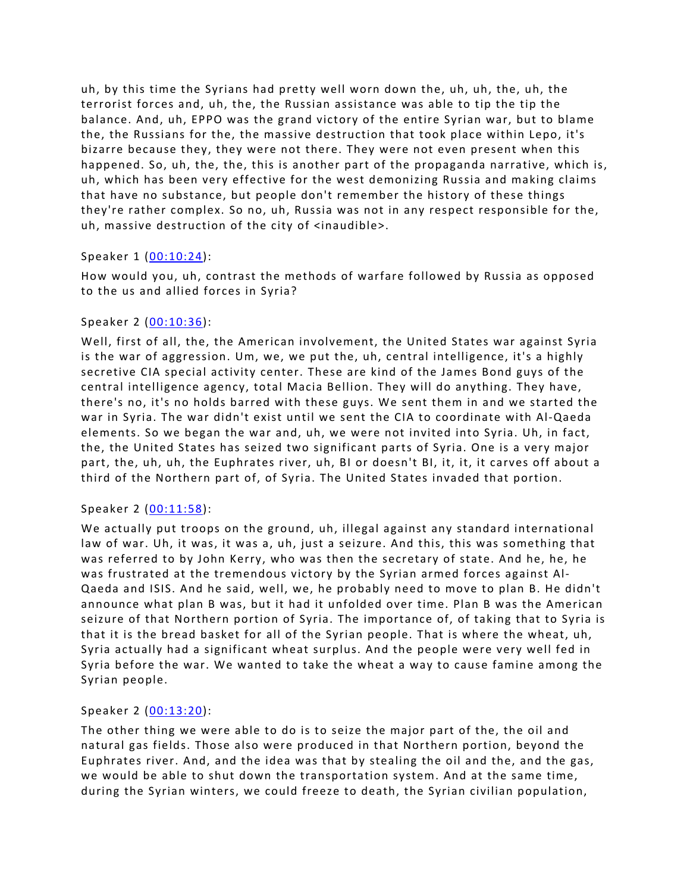uh, by this time the Syrians had pretty well worn down the, uh, uh, the, uh, the terrorist forces and, uh, the, the Russian assistance was able to tip the tip the balance. And, uh, EPPO was the grand victory of the entire Syrian war, but to blame the, the Russians for the, the massive destruction that took place within Lepo, it's bizarre because they, they were not there. They were not even present when this happened. So, uh, the, the, this is another part of the propaganda narrative, which is, uh, which has been very effective for the west demonizing Russia and making claims that have no substance, but people don't remember the history of these things they're rather complex. So no, uh, Russia was not in any respect responsible for the, uh, massive destruction of the city of <inaudible>.

Speaker 1 ([00:10:24](#)):

How would you, uh, contrast the methods of warfare followed by Russia as opposed to the us and allied forces in Syria?

Speaker 2 ([00:10:36](#)):

Well, first of all, the, the American involvement, the United States war against Syria is the war of aggression. Um, we, we put the, uh, central intelligence, it's a highly secretive CIA special activity center. These are kind of the James Bond guys of the central intelligence agency, total Macia Bellion. They will do anything. They have, there's no, it's no holds barred with these guys. We sent them in and we started the war in Syria. The war didn't exist until we sent the CIA to coordinate with Al-Qaeda elements. So we began the war and, uh, we were not invited into Syria. Uh, in fact, the, the United States has seized two significant parts of Syria. One is a very major part, the, uh, uh, the Euphrates river, uh, BI or doesn't BI, it, it, it carves off about a third of the Northern part of, of Syria. The United States invaded that portion.

Speaker 2 ([00:11:58](#)):

We actually put troops on the ground, uh, illegal against any standard international law of war. Uh, it was, it was a, uh, just a seizure. And this, this was something that was referred to by John Kerry, who was then the secretary of state. And he, he, he was frustrated at the tremendous victory by the Syrian armed forces against Al-Qaeda and ISIS. And he said, well, we, he probably need to move to plan B. He didn't announce what plan B was, but it had it unfolded over time. Plan B was the American seizure of that Northern portion of Syria. The importance of, of taking that to Syria is that it is the bread basket for all of the Syrian people. That is where the wheat, uh, Syria actually had a significant wheat surplus. And the people were very well fed in Syria before the war. We wanted to take the wheat a way to cause famine among the Syrian people.

Speaker 2 ([00:13:20](#)):

The other thing we were able to do is to seize the major part of the, the oil and natural gas fields. Those also were produced in that Northern portion, beyond the Euphrates river. And, and the idea was that by stealing the oil and the, and the gas, we would be able to shut down the transportation system. And at the same time, during the Syrian winters, we could freeze to death, the Syrian civilian population,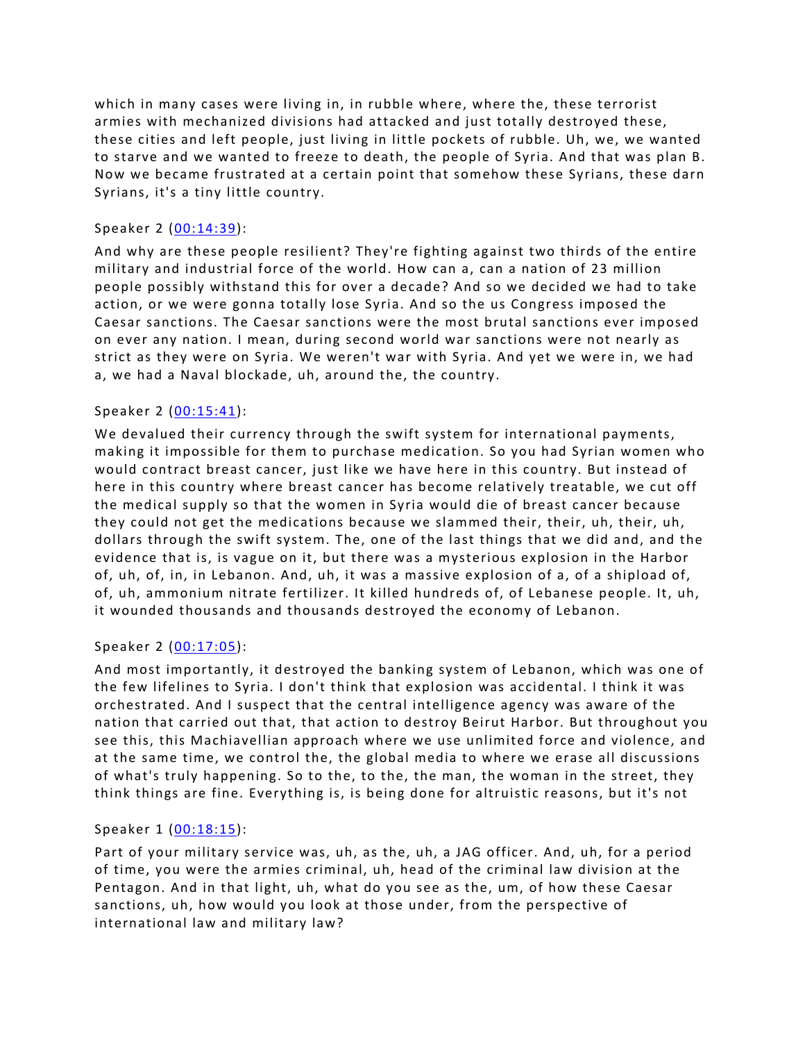which in many cases were living in, in rubble where, where the, these terrorist armies with mechanized divisions had attacked and just totally destroyed these, these cities and left people, just living in little pockets of rubble. Uh, we, we wanted to starve and we wanted to freeze to death, the people of Syria. And that was plan B. Now we became frustrated at a certain point that somehow these Syrians, these darn Syrians, it's a tiny little country.

Speaker 2 ([00:14:39]()):

And why are these people resilient? They're fighting against two thirds of the entire military and industrial force of the world. How can a, can a nation of 23 million people possibly withstand this for over a decade? And so we decided we had to take action, or we were gonna totally lose Syria. And so the us Congress imposed the Caesar sanctions. The Caesar sanctions were the most brutal sanctions ever imposed on ever any nation. I mean, during second world war sanctions were not nearly as strict as they were on Syria. We weren't war with Syria. And yet we were in, we had a, we had a Naval blockade, uh, around the, the country.

Speaker 2 ([00:15:41]()):

We devalued their currency through the swift system for international payments, making it impossible for them to purchase medication. So you had Syrian women who would contract breast cancer, just like we have here in this country. But instead of here in this country where breast cancer has become relatively treatable, we cut off the medical supply so that the women in Syria would die of breast cancer because they could not get the medications because we slammed their, their, uh, their, uh, dollars through the swift system. The, one of the last things that we did and, and the evidence that is, is vague on it, but there was a mysterious explosion in the Harbor of, uh, of, in, in Lebanon. And, uh, it was a massive explosion of a, of a shipload of, of, uh, ammonium nitrate fertilizer. It killed hundreds of, of Lebanese people. It, uh, it wounded thousands and thousands destroyed the economy of Lebanon.

Speaker 2 ([00:17:05]()):

And most importantly, it destroyed the banking system of Lebanon, which was one of the few lifelines to Syria. I don't think that explosion was accidental. I think it was orchestrated. And I suspect that the central intelligence agency was aware of the nation that carried out that, that action to destroy Beirut Harbor. But throughout you see this, this Machiavellian approach where we use unlimited force and violence, and at the same time, we control the, the global media to where we erase all discussions of what's truly happening. So to the, to the, the man, the woman in the street, they think things are fine. Everything is, is being done for altruistic reasons, but it's not

Speaker 1 ([00:18:15]()):

Part of your military service was, uh, as the, uh, a JAG officer. And, uh, for a period of time, you were the armies criminal, uh, head of the criminal law division at the Pentagon. And in that light, uh, what do you see as the, um, of how these Caesar sanctions, uh, how would you look at those under, from the perspective of international law and military law?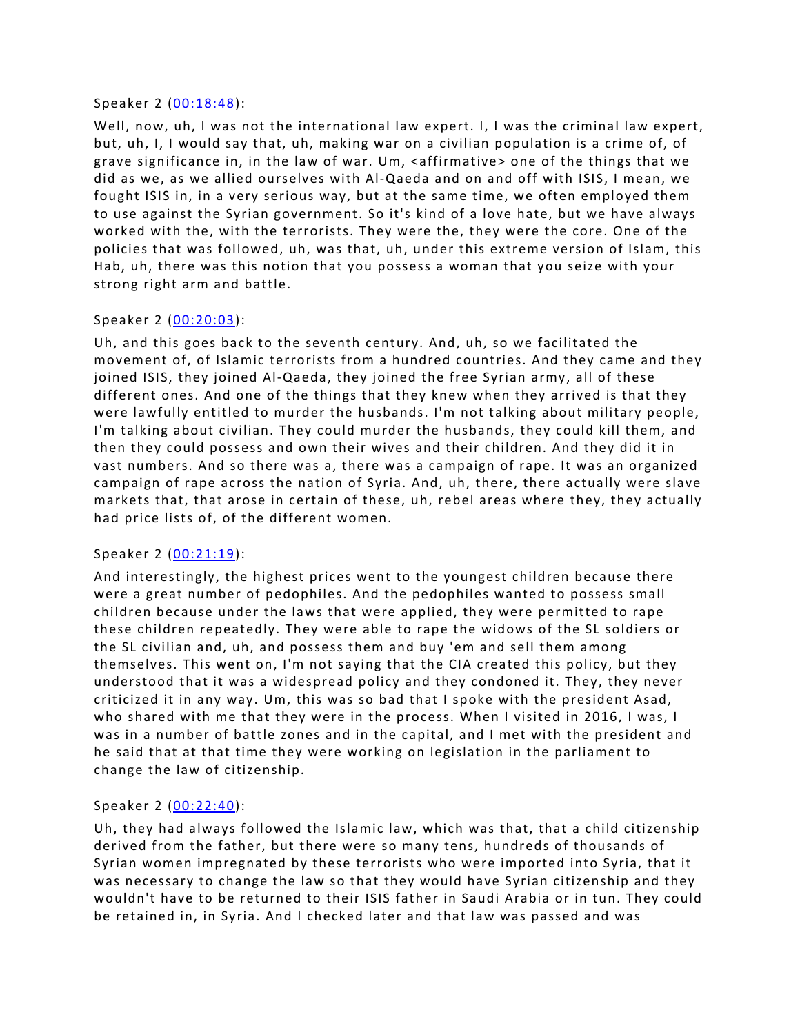Speaker 2 ([00:18:48](#)):

Well, now, uh, I was not the international law expert. I, I was the criminal law expert, but, uh, I, I would say that, uh, making war on a civilian population is a crime of, of grave significance in, in the law of war. Um, <affirmative> one of the things that we did as we, as we allied ourselves with Al-Qaeda and on and off with ISIS, I mean, we fought ISIS in, in a very serious way, but at the same time, we often employed them to use against the Syrian government. So it's kind of a love hate, but we have always worked with the, with the terrorists. They were the, they were the core. One of the policies that was followed, uh, was that, uh, under this extreme version of Islam, this Hab, uh, there was this notion that you possess a woman that you seize with your strong right arm and battle.

Speaker 2 ([00:20:03](#)):

Uh, and this goes back to the seventh century. And, uh, so we facilitated the movement of, of Islamic terrorists from a hundred countries. And they came and they joined ISIS, they joined Al-Qaeda, they joined the free Syrian army, all of these different ones. And one of the things that they knew when they arrived is that they were lawfully entitled to murder the husbands. I'm not talking about military people, I'm talking about civilian. They could murder the husbands, they could kill them, and then they could possess and own their wives and their children. And they did it in vast numbers. And so there was a, there was a campaign of rape. It was an organized campaign of rape across the nation of Syria. And, uh, there, there actually were slave markets that, that arose in certain of these, uh, rebel areas where they, they actually had price lists of, of the different women.

Speaker 2 ([00:21:19](#)):

And interestingly, the highest prices went to the youngest children because there were a great number of pedophiles. And the pedophiles wanted to possess small children because under the laws that were applied, they were permitted to rape these children repeatedly. They were able to rape the widows of the SL soldiers or the SL civilian and, uh, and possess them and buy 'em and sell them among themselves. This went on, I'm not saying that the CIA created this policy, but they understood that it was a widespread policy and they condoned it. They, they never criticized it in any way. Um, this was so bad that I spoke with the president Asad, who shared with me that they were in the process. When I visited in 2016, I was, I was in a number of battle zones and in the capital, and I met with the president and he said that at that time they were working on legislation in the parliament to change the law of citizenship.

Speaker 2 ([00:22:40](#)):

Uh, they had always followed the Islamic law, which was that, that a child citizenship derived from the father, but there were so many tens, hundreds of thousands of Syrian women impregnated by these terrorists who were imported into Syria, that it was necessary to change the law so that they would have Syrian citizenship and they wouldn't have to be returned to their ISIS father in Saudi Arabia or in tun. They could be retained in, in Syria. And I checked later and that law was passed and was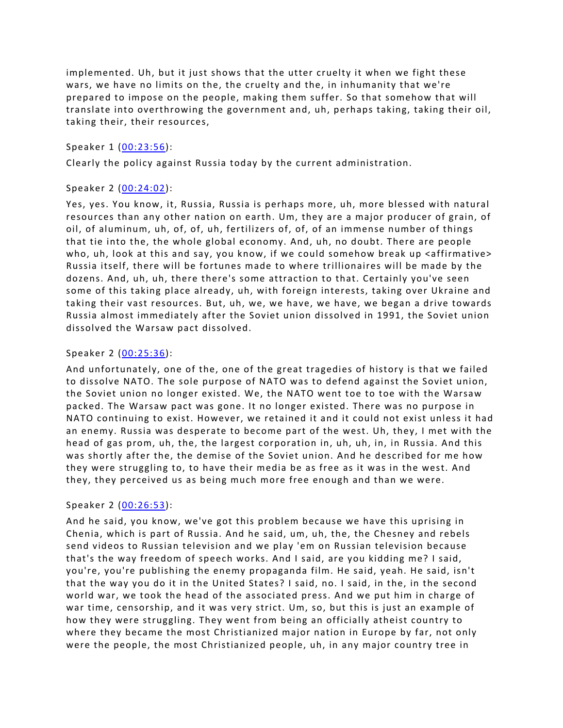implemented. Uh, but it just shows that the utter cruelty it when we fight these wars, we have no limits on the, the cruelty and the, in inhumanity that we're prepared to impose on the people, making them suffer. So that somehow that will translate into overthrowing the government and, uh, perhaps taking, taking their oil, taking their, their resources,

Speaker 1 ([00:23:56](#)):

Clearly the policy against Russia today by the current administration.

Speaker 2 ([00:24:02](#)):

Yes, yes. You know, it, Russia, Russia is perhaps more, uh, more blessed with natural resources than any other nation on earth. Um, they are a major producer of grain, of oil, of aluminum, uh, of, of, uh, fertilizers of, of, of an immense number of things that tie into the, the whole global economy. And, uh, no doubt. There are people who, uh, look at this and say, you know, if we could somehow break up <affirmative> Russia itself, there will be fortunes made to where trillionaires will be made by the dozens. And, uh, uh, there there's some attraction to that. Certainly you've seen some of this taking place already, uh, with foreign interests, taking over Ukraine and taking their vast resources. But, uh, we, we have, we have, we began a drive towards Russia almost immediately after the Soviet union dissolved in 1991, the Soviet union dissolved the Warsaw pact dissolved.

Speaker 2 ([00:25:36](#)):

And unfortunately, one of the, one of the great tragedies of history is that we failed to dissolve NATO. The sole purpose of NATO was to defend against the Soviet union, the Soviet union no longer existed. We, the NATO went toe to toe with the Warsaw packed. The Warsaw pact was gone. It no longer existed. There was no purpose in NATO continuing to exist. However, we retained it and it could not exist unless it had an enemy. Russia was desperate to become part of the west. Uh, they, I met with the head of gas prom, uh, the, the largest corporation in, uh, uh, in, in Russia. And this was shortly after the, the demise of the Soviet union. And he described for me how they were struggling to, to have their media be as free as it was in the west. And they, they perceived us as being much more free enough and than we were.

Speaker 2 ([00:26:53](#)):

And he said, you know, we've got this problem because we have this uprising in Chenia, which is part of Russia. And he said, um, uh, the, the Chesney and rebels send videos to Russian television and we play 'em on Russian television because that's the way freedom of speech works. And I said, are you kidding me? I said, you're, you're publishing the enemy propaganda film. He said, yeah. He said, isn't that the way you do it in the United States? I said, no. I said, in the, in the second world war, we took the head of the associated press. And we put him in charge of war time, censorship, and it was very strict. Um, so, but this is just an example of how they were struggling. They went from being an officially atheist country to where they became the most Christianized major nation in Europe by far, not only were the people, the most Christianized people, uh, in any major country tree in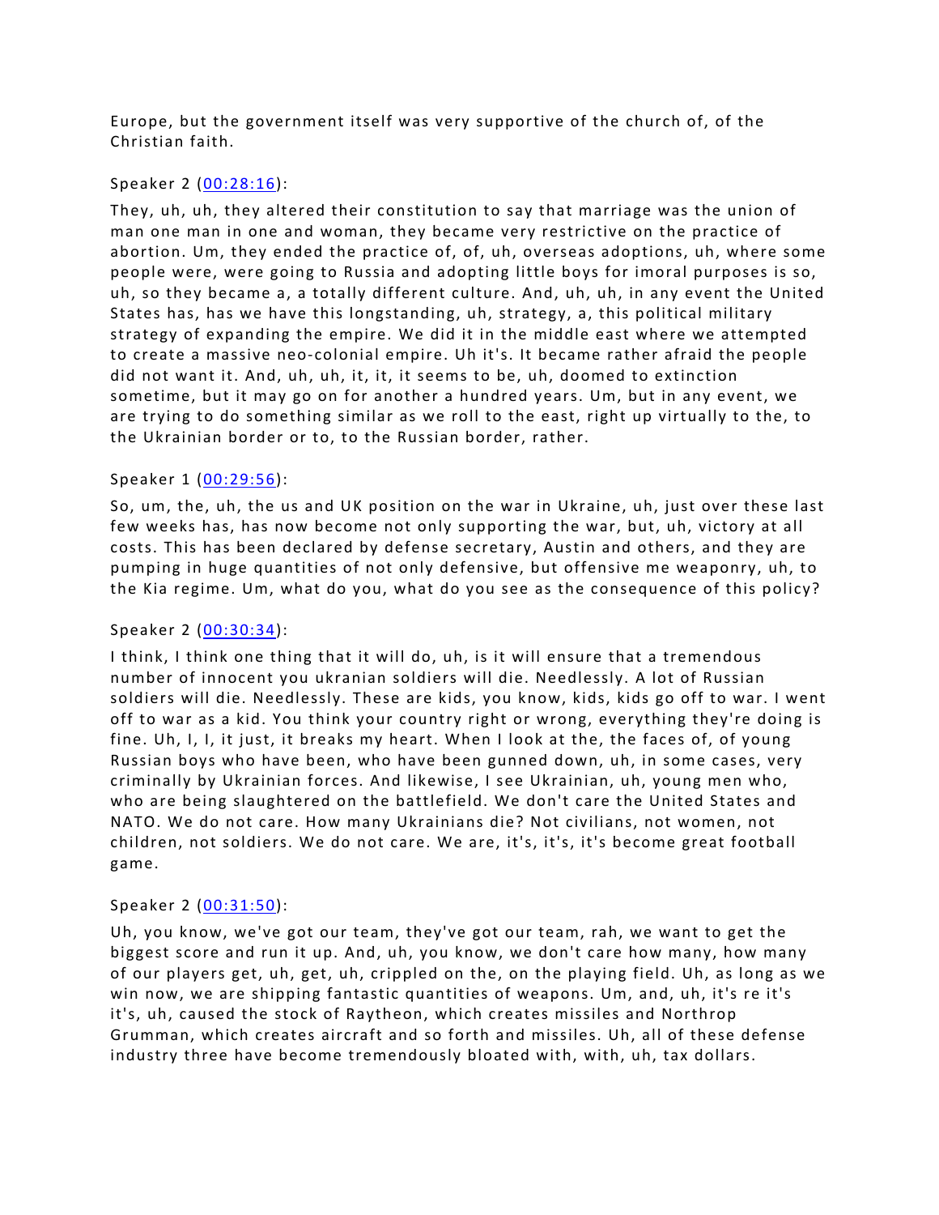Europe, but the government itself was very supportive of the church of, of the Christian faith.

Speaker 2 ([00:28:16]()):

They, uh, uh, they altered their constitution to say that marriage was the union of man one man in one and woman, they became very restrictive on the practice of abortion. Um, they ended the practice of, of, uh, overseas adoptions, uh, where some people were, were going to Russia and adopting little boys for imoral purposes is so, uh, so they became a, a totally different culture. And, uh, uh, in any event the United States has, has we have this longstanding, uh, strategy, a, this political military strategy of expanding the empire. We did it in the middle east where we attempted to create a massive neo-colonial empire. Uh it's. It became rather afraid the people did not want it. And, uh, uh, it, it, it seems to be, uh, doomed to extinction sometime, but it may go on for another a hundred years. Um, but in any event, we are trying to do something similar as we roll to the east, right up virtually to the, to the Ukrainian border or to, to the Russian border, rather.

Speaker 1 ([00:29:56]()):

So, um, the, uh, the us and UK position on the war in Ukraine, uh, just over these last few weeks has, has now become not only supporting the war, but, uh, victory at all costs. This has been declared by defense secretary, Austin and others, and they are pumping in huge quantities of not only defensive, but offensive me weaponry, uh, to the Kia regime. Um, what do you, what do you see as the consequence of this policy?

Speaker 2 ([00:30:34]()):

I think, I think one thing that it will do, uh, is it will ensure that a tremendous number of innocent you ukranian soldiers will die. Needlessly. A lot of Russian soldiers will die. Needlessly. These are kids, you know, kids, kids go off to war. I went off to war as a kid. You think your country right or wrong, everything they're doing is fine. Uh, I, I, it just, it breaks my heart. When I look at the, the faces of, of young Russian boys who have been, who have been gunned down, uh, in some cases, very criminally by Ukrainian forces. And likewise, I see Ukrainian, uh, young men who, who are being slaughtered on the battlefield. We don't care the United States and NATO. We do not care. How many Ukrainians die? Not civilians, not women, not children, not soldiers. We do not care. We are, it's, it's, it's become great football game.

Speaker 2 ([00:31:50]()):

Uh, you know, we've got our team, they've got our team, rah, we want to get the biggest score and run it up. And, uh, you know, we don't care how many, how many of our players get, uh, get, uh, crippled on the, on the playing field. Uh, as long as we win now, we are shipping fantastic quantities of weapons. Um, and, uh, it's re it's it's, uh, caused the stock of Raytheon, which creates missiles and Northrop Grumman, which creates aircraft and so forth and missiles. Uh, all of these defense industry three have become tremendously bloated with, with, uh, tax dollars.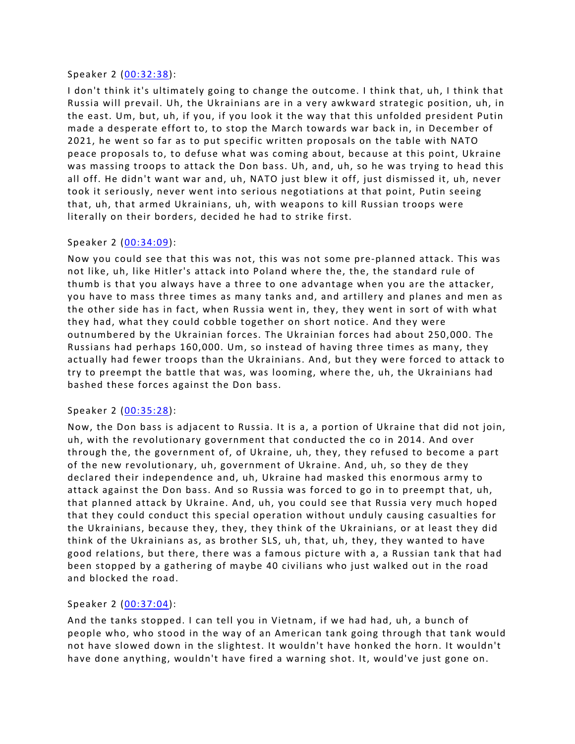Speaker 2 ([00:32:38](#)):

I don't think it's ultimately going to change the outcome. I think that, uh, I think that Russia will prevail. Uh, the Ukrainians are in a very awkward strategic position, uh, in the east. Um, but, uh, if you, if you look it the way that this unfolded president Putin made a desperate effort to, to stop the March towards war back in, in December of 2021, he went so far as to put specific written proposals on the table with NATO peace proposals to, to defuse what was coming about, because at this point, Ukraine was massing troops to attack the Don bass. Uh, and, uh, so he was trying to head this all off. He didn't want war and, uh, NATO just blew it off, just dismissed it, uh, never took it seriously, never went into serious negotiations at that point, Putin seeing that, uh, that armed Ukrainians, uh, with weapons to kill Russian troops were literally on their borders, decided he had to strike first.

Speaker 2 ([00:34:09](#)):

Now you could see that this was not, this was not some pre-planned attack. This was not like, uh, like Hitler's attack into Poland where the, the, the standard rule of thumb is that you always have a three to one advantage when you are the attacker, you have to mass three times as many tanks and, and artillery and planes and men as the other side has in fact, when Russia went in, they, they went in sort of with what they had, what they could cobble together on short notice. And they were outnumbered by the Ukrainian forces. The Ukrainian forces had about 250,000. The Russians had perhaps 160,000. Um, so instead of having three times as many, they actually had fewer troops than the Ukrainians. And, but they were forced to attack to try to preempt the battle that was, was looming, where the, uh, the Ukrainians had bashed these forces against the Don bass.

Speaker 2 ([00:35:28](#)):

Now, the Don bass is adjacent to Russia. It is a, a portion of Ukraine that did not join, uh, with the revolutionary government that conducted the co in 2014. And over through the, the government of, of Ukraine, uh, they, they refused to become a part of the new revolutionary, uh, government of Ukraine. And, uh, so they de they declared their independence and, uh, Ukraine had masked this enormous army to attack against the Don bass. And so Russia was forced to go in to preempt that, uh, that planned attack by Ukraine. And, uh, you could see that Russia very much hoped that they could conduct this special operation without unduly causing casualties for the Ukrainians, because they, they, they think of the Ukrainians, or at least they did think of the Ukrainians as, as brother SLS, uh, that, uh, they, they wanted to have good relations, but there, there was a famous picture with a, a Russian tank that had been stopped by a gathering of maybe 40 civilians who just walked out in the road and blocked the road.

Speaker 2 ([00:37:04](#)):

And the tanks stopped. I can tell you in Vietnam, if we had had, uh, a bunch of people who, who stood in the way of an American tank going through that tank would not have slowed down in the slightest. It wouldn't have honked the horn. It wouldn't have done anything, wouldn't have fired a warning shot. It, would've just gone on.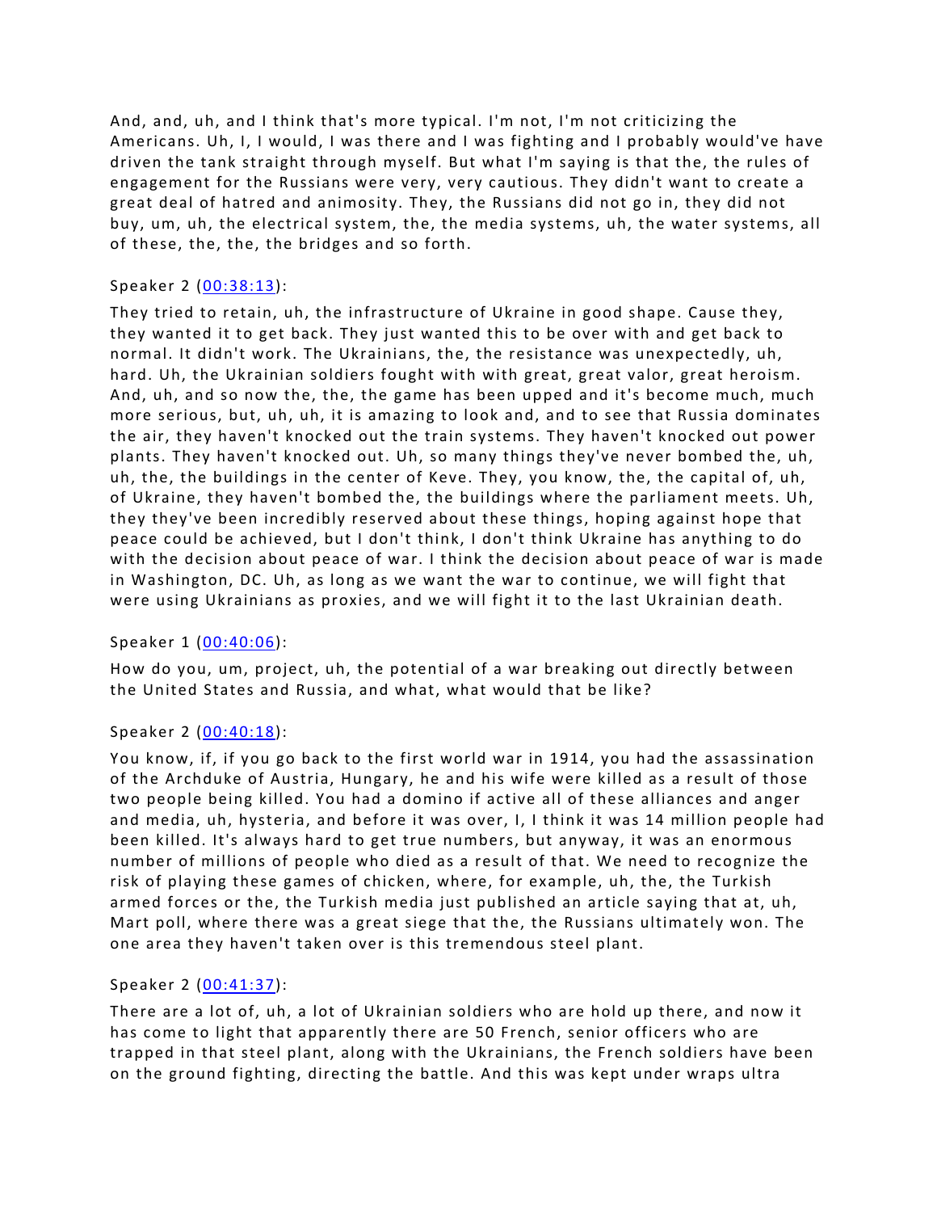And, and, uh, and I think that's more typical. I'm not, I'm not criticizing the Americans. Uh, I, I would, I was there and I was fighting and I probably would've have driven the tank straight through myself. But what I'm saying is that the, the rules of engagement for the Russians were very, very cautious. They didn't want to create a great deal of hatred and animosity. They, the Russians did not go in, they did not buy, um, uh, the electrical system, the, the media systems, uh, the water systems, all of these, the, the, the bridges and so forth.

Speaker 2 ([00:38:13]()):

They tried to retain, uh, the infrastructure of Ukraine in good shape. Cause they, they wanted it to get back. They just wanted this to be over with and get back to normal. It didn't work. The Ukrainians, the, the resistance was unexpectedly, uh, hard. Uh, the Ukrainian soldiers fought with with great, great valor, great heroism. And, uh, and so now the, the, the game has been upped and it's become much, much more serious, but, uh, uh, it is amazing to look and, and to see that Russia dominates the air, they haven't knocked out the train systems. They haven't knocked out power plants. They haven't knocked out. Uh, so many things they've never bombed the, uh, uh, the, the buildings in the center of Keve. They, you know, the, the capital of, uh, of Ukraine, they haven't bombed the, the buildings where the parliament meets. Uh, they they've been incredibly reserved about these things, hoping against hope that peace could be achieved, but I don't think, I don't think Ukraine has anything to do with the decision about peace of war. I think the decision about peace of war is made in Washington, DC. Uh, as long as we want the war to continue, we will fight that were using Ukrainians as proxies, and we will fight it to the last Ukrainian death.

Speaker 1 ([00:40:06]()):

How do you, um, project, uh, the potential of a war breaking out directly between the United States and Russia, and what, what would that be like?

Speaker 2 ([00:40:18]()):

You know, if, if you go back to the first world war in 1914, you had the assassination of the Archduke of Austria, Hungary, he and his wife were killed as a result of those two people being killed. You had a domino if active all of these alliances and anger and media, uh, hysteria, and before it was over, I, I think it was 14 million people had been killed. It's always hard to get true numbers, but anyway, it was an enormous number of millions of people who died as a result of that. We need to recognize the risk of playing these games of chicken, where, for example, uh, the, the Turkish armed forces or the, the Turkish media just published an article saying that at, uh, Mart poll, where there was a great siege that the, the Russians ultimately won. The one area they haven't taken over is this tremendous steel plant.

Speaker 2 ([00:41:37]()):

There are a lot of, uh, a lot of Ukrainian soldiers who are hold up there, and now it has come to light that apparently there are 50 French, senior officers who are trapped in that steel plant, along with the Ukrainians, the French soldiers have been on the ground fighting, directing the battle. And this was kept under wraps ultra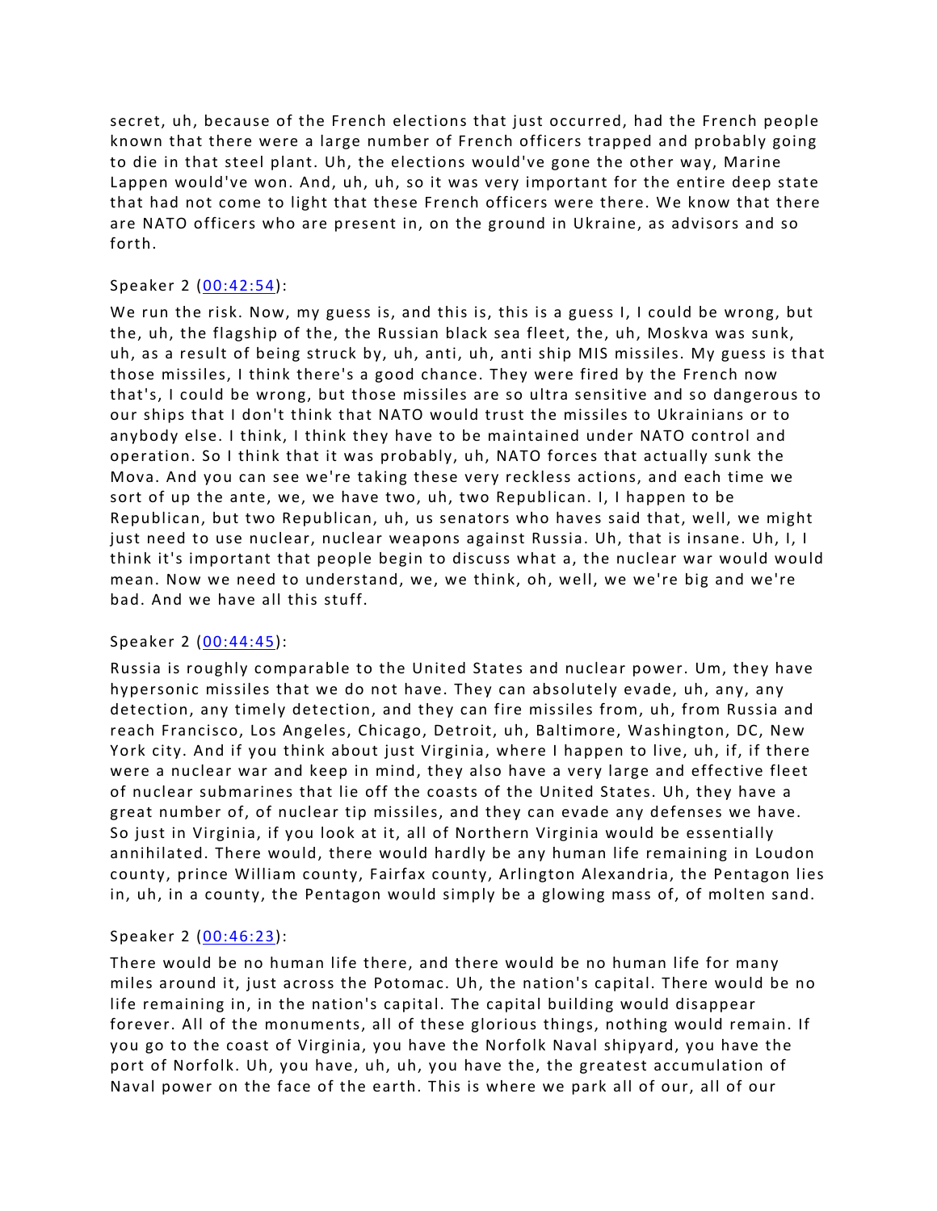secret, uh, because of the French elections that just occurred, had the French people known that there were a large number of French officers trapped and probably going to die in that steel plant. Uh, the elections would've gone the other way, Marine Lappen would've won. And, uh, uh, so it was very important for the entire deep state that had not come to light that these French officers were there. We know that there are NATO officers who are present in, on the ground in Ukraine, as advisors and so forth.

Speaker 2 ([00:42:54](#)):

We run the risk. Now, my guess is, and this is, this is a guess I, I could be wrong, but the, uh, the flagship of the, the Russian black sea fleet, the, uh, Moskva was sunk, uh, as a result of being struck by, uh, anti, uh, anti ship MIS missiles. My guess is that those missiles, I think there's a good chance. They were fired by the French now that's, I could be wrong, but those missiles are so ultra sensitive and so dangerous to our ships that I don't think that NATO would trust the missiles to Ukrainians or to anybody else. I think, I think they have to be maintained under NATO control and operation. So I think that it was probably, uh, NATO forces that actually sunk the Mova. And you can see we're taking these very reckless actions, and each time we sort of up the ante, we, we have two, uh, two Republican. I, I happen to be Republican, but two Republican, uh, us senators who haves said that, well, we might just need to use nuclear, nuclear weapons against Russia. Uh, that is insane. Uh, I, I think it's important that people begin to discuss what a, the nuclear war would would mean. Now we need to understand, we, we think, oh, well, we we're big and we're bad. And we have all this stuff.

Speaker 2 ([00:44:45](#)):

Russia is roughly comparable to the United States and nuclear power. Um, they have hypersonic missiles that we do not have. They can absolutely evade, uh, any, any detection, any timely detection, and they can fire missiles from, uh, from Russia and reach Francisco, Los Angeles, Chicago, Detroit, uh, Baltimore, Washington, DC, New York city. And if you think about just Virginia, where I happen to live, uh, if, if there were a nuclear war and keep in mind, they also have a very large and effective fleet of nuclear submarines that lie off the coasts of the United States. Uh, they have a great number of, of nuclear tip missiles, and they can evade any defenses we have. So just in Virginia, if you look at it, all of Northern Virginia would be essentially annihilated. There would, there would hardly be any human life remaining in Loudon county, prince William county, Fairfax county, Arlington Alexandria, the Pentagon lies in, uh, in a county, the Pentagon would simply be a glowing mass of, of molten sand.

Speaker 2 ([00:46:23](#)):

There would be no human life there, and there would be no human life for many miles around it, just across the Potomac. Uh, the nation's capital. There would be no life remaining in, in the nation's capital. The capital building would disappear forever. All of the monuments, all of these glorious things, nothing would remain. If you go to the coast of Virginia, you have the Norfolk Naval shipyard, you have the port of Norfolk. Uh, you have, uh, uh, you have the, the greatest accumulation of Naval power on the face of the earth. This is where we park all of our, all of our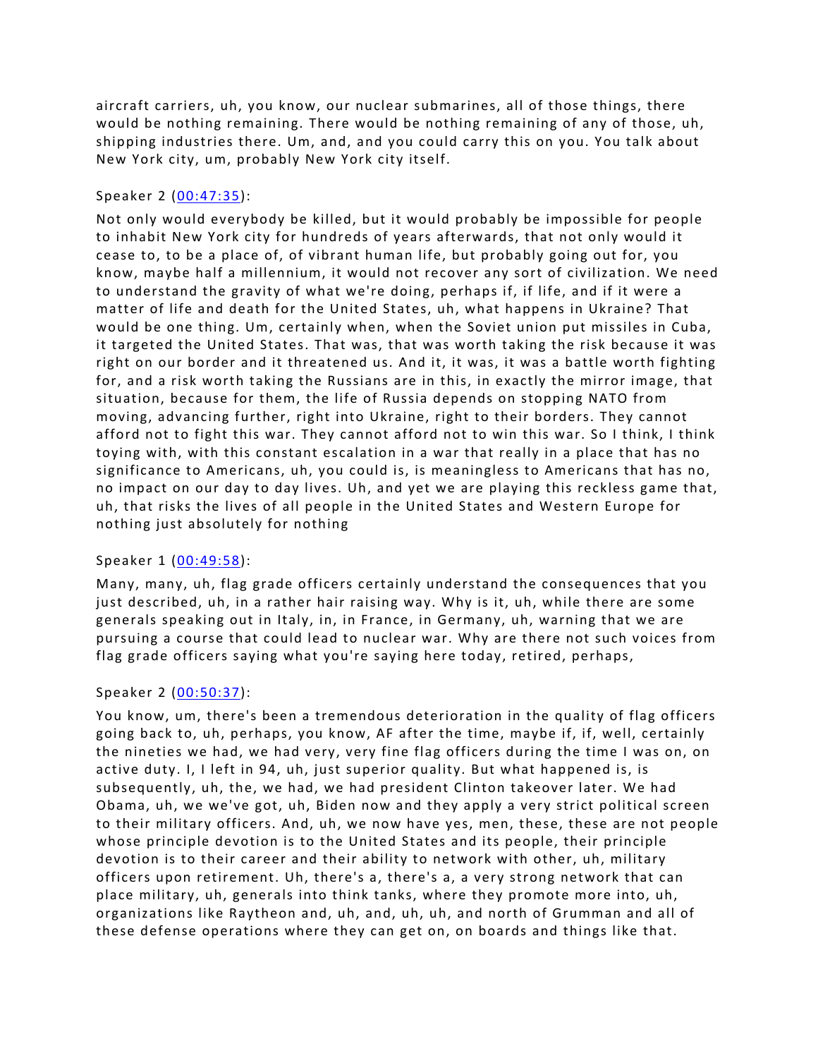aircraft carriers, uh, you know, our nuclear submarines, all of those things, there would be nothing remaining. There would be nothing remaining of any of those, uh, shipping industries there. Um, and, and you could carry this on you. You talk about New York city, um, probably New York city itself.

Speaker 2 ([00:47:35](00:47:35)):

Not only would everybody be killed, but it would probably be impossible for people to inhabit New York city for hundreds of years afterwards, that not only would it cease to, to be a place of, of vibrant human life, but probably going out for, you know, maybe half a millennium, it would not recover any sort of civilization. We need to understand the gravity of what we're doing, perhaps if, if life, and if it were a matter of life and death for the United States, uh, what happens in Ukraine? That would be one thing. Um, certainly when, when the Soviet union put missiles in Cuba, it targeted the United States. That was, that was worth taking the risk because it was right on our border and it threatened us. And it, it was, it was a battle worth fighting for, and a risk worth taking the Russians are in this, in exactly the mirror image, that situation, because for them, the life of Russia depends on stopping NATO from moving, advancing further, right into Ukraine, right to their borders. They cannot afford not to fight this war. They cannot afford not to win this war. So I think, I think toying with, with this constant escalation in a war that really in a place that has no significance to Americans, uh, you could is, is meaningless to Americans that has no, no impact on our day to day lives. Uh, and yet we are playing this reckless game that, uh, that risks the lives of all people in the United States and Western Europe for nothing just absolutely for nothing

Speaker 1 ([00:49:58](00:49:58)):

Many, many, uh, flag grade officers certainly understand the consequences that you just described, uh, in a rather hair raising way. Why is it, uh, while there are some generals speaking out in Italy, in, in France, in Germany, uh, warning that we are pursuing a course that could lead to nuclear war. Why are there not such voices from flag grade officers saying what you're saying here today, retired, perhaps,

Speaker 2 ([00:50:37](00:50:37)):

You know, um, there's been a tremendous deterioration in the quality of flag officers going back to, uh, perhaps, you know, AF after the time, maybe if, if, well, certainly the nineties we had, we had very, very fine flag officers during the time I was on, on active duty. I, I left in 94, uh, just superior quality. But what happened is, is subsequently, uh, the, we had, we had president Clinton takeover later. We had Obama, uh, we we've got, uh, Biden now and they apply a very strict political screen to their military officers. And, uh, we now have yes, men, these, these are not people whose principle devotion is to the United States and its people, their principle devotion is to their career and their ability to network with other, uh, military officers upon retirement. Uh, there's a, there's a, a very strong network that can place military, uh, generals into think tanks, where they promote more into, uh, organizations like Raytheon and, uh, and, uh, uh, and north of Grumman and all of these defense operations where they can get on, on boards and things like that.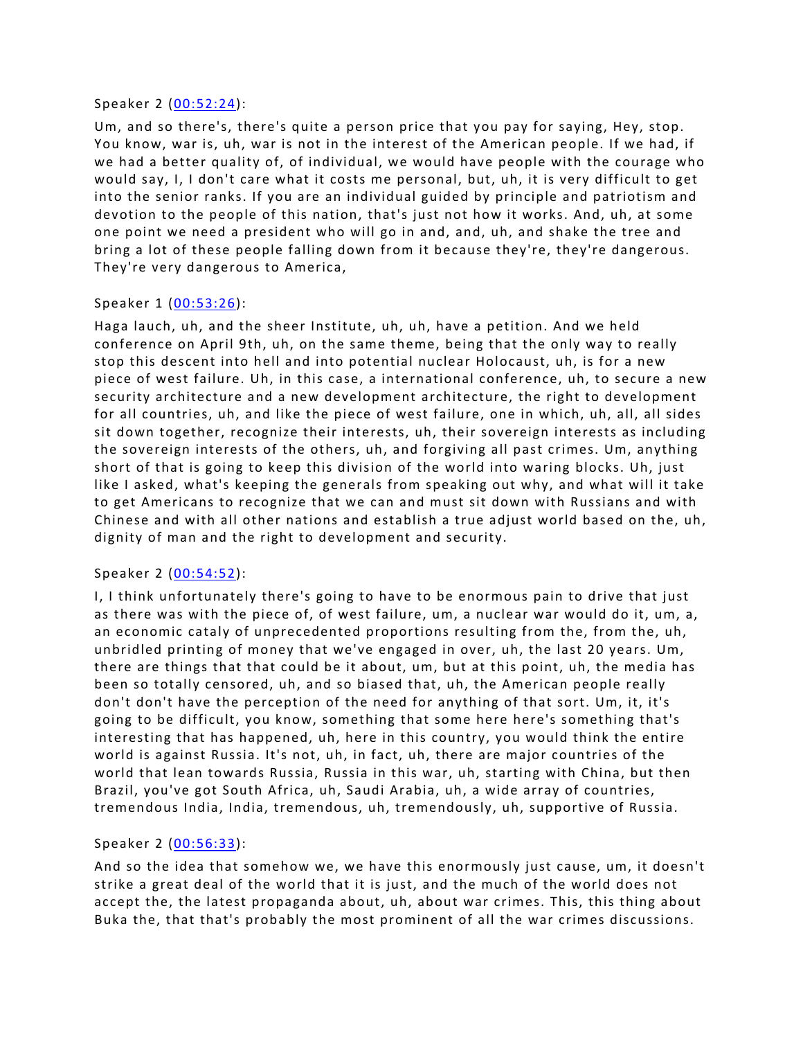Speaker 2 ([00:52:24](#)):

Um, and so there's, there's quite a person price that you pay for saying, Hey, stop. You know, war is, uh, war is not in the interest of the American people. If we had, if we had a better quality of, of individual, we would have people with the courage who would say, I, I don't care what it costs me personal, but, uh, it is very difficult to get into the senior ranks. If you are an individual guided by principle and patriotism and devotion to the people of this nation, that's just not how it works. And, uh, at some one point we need a president who will go in and, and, uh, and shake the tree and bring a lot of these people falling down from it because they're, they're dangerous. They're very dangerous to America,

Speaker 1 ([00:53:26](#)):

Haga lauch, uh, and the sheer Institute, uh, uh, have a petition. And we held conference on April 9th, uh, on the same theme, being that the only way to really stop this descent into hell and into potential nuclear Holocaust, uh, is for a new piece of west failure. Uh, in this case, a international conference, uh, to secure a new security architecture and a new development architecture, the right to development for all countries, uh, and like the piece of west failure, one in which, uh, all, all sides sit down together, recognize their interests, uh, their sovereign interests as including the sovereign interests of the others, uh, and forgiving all past crimes. Um, anything short of that is going to keep this division of the world into waring blocks. Uh, just like I asked, what's keeping the generals from speaking out why, and what will it take to get Americans to recognize that we can and must sit down with Russians and with Chinese and with all other nations and establish a true adjust world based on the, uh, dignity of man and the right to development and security.

Speaker 2 ([00:54:52](#)):

I, I think unfortunately there's going to have to be enormous pain to drive that just as there was with the piece of, of west failure, um, a nuclear war would do it, um, a, an economic cataly of unprecedented proportions resulting from the, from the, uh, unbridled printing of money that we've engaged in over, uh, the last 20 years. Um, there are things that that could be it about, um, but at this point, uh, the media has been so totally censored, uh, and so biased that, uh, the American people really don't don't have the perception of the need for anything of that sort. Um, it, it's going to be difficult, you know, something that some here here's something that's interesting that has happened, uh, here in this country, you would think the entire world is against Russia. It's not, uh, in fact, uh, there are major countries of the world that lean towards Russia, Russia in this war, uh, starting with China, but then Brazil, you've got South Africa, uh, Saudi Arabia, uh, a wide array of countries, tremendous India, India, tremendous, uh, tremendously, uh, supportive of Russia.

Speaker 2 ([00:56:33](#)):

And so the idea that somehow we, we have this enormously just cause, um, it doesn't strike a great deal of the world that it is just, and the much of the world does not accept the, the latest propaganda about, uh, about war crimes. This, this thing about Buka the, that that's probably the most prominent of all the war crimes discussions.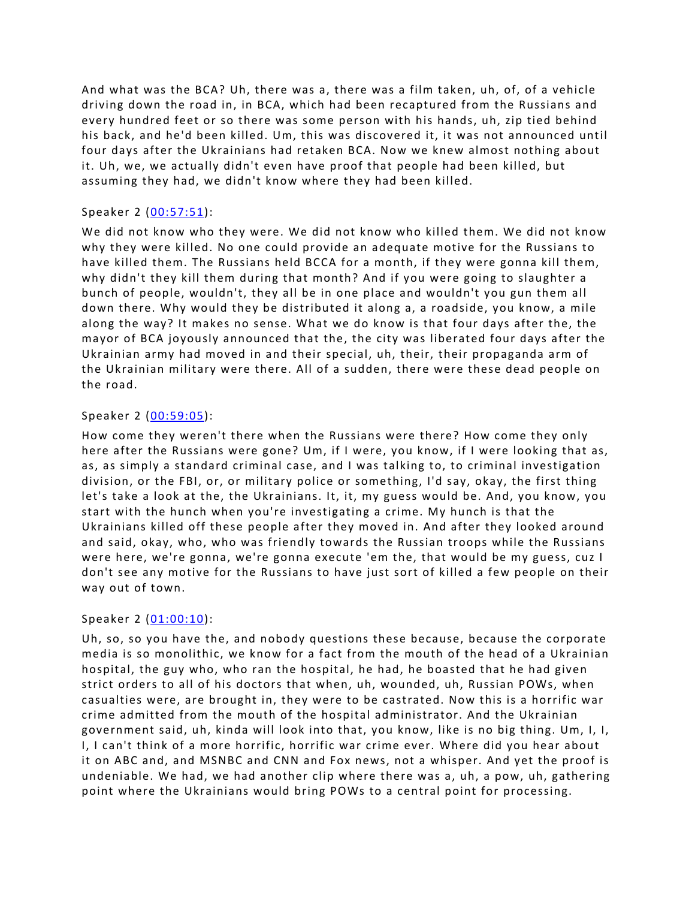And what was the BCA? Uh, there was a, there was a film taken, uh, of, of a vehicle driving down the road in, in BCA, which had been recaptured from the Russians and every hundred feet or so there was some person with his hands, uh, zip tied behind his back, and he'd been killed. Um, this was discovered it, it was not announced until four days after the Ukrainians had retaken BCA. Now we knew almost nothing about it. Uh, we, we actually didn't even have proof that people had been killed, but assuming they had, we didn't know where they had been killed.

Speaker 2 (00:57:51):

We did not know who they were. We did not know who killed them. We did not know why they were killed. No one could provide an adequate motive for the Russians to have killed them. The Russians held BCCA for a month, if they were gonna kill them, why didn't they kill them during that month? And if you were going to slaughter a bunch of people, wouldn't, they all be in one place and wouldn't you gun them all down there. Why would they be distributed it along a, a roadside, you know, a mile along the way? It makes no sense. What we do know is that four days after the, the mayor of BCA joyously announced that the, the city was liberated four days after the Ukrainian army had moved in and their special, uh, their, their propaganda arm of the Ukrainian military were there. All of a sudden, there were these dead people on the road.

Speaker 2 (00:59:05):

How come they weren't there when the Russians were there? How come they only here after the Russians were gone? Um, if I were, you know, if I were looking that as, as, as simply a standard criminal case, and I was talking to, to criminal investigation division, or the FBI, or, or military police or something, I'd say, okay, the first thing let's take a look at the, the Ukrainians. It, it, my guess would be. And, you know, you start with the hunch when you're investigating a crime. My hunch is that the Ukrainians killed off these people after they moved in. And after they looked around and said, okay, who, who was friendly towards the Russian troops while the Russians were here, we're gonna, we're gonna execute 'em the, that would be my guess, cuz I don't see any motive for the Russians to have just sort of killed a few people on their way out of town.

Speaker 2 (01:00:10):

Uh, so, so you have the, and nobody questions these because, because the corporate media is so monolithic, we know for a fact from the mouth of the head of a Ukrainian hospital, the guy who, who ran the hospital, he had, he boasted that he had given strict orders to all of his doctors that when, uh, wounded, uh, Russian POWs, when casualties were, are brought in, they were to be castrated. Now this is a horrific war crime admitted from the mouth of the hospital administrator. And the Ukrainian government said, uh, kinda will look into that, you know, like is no big thing. Um, I, I, I, I can't think of a more horrific, horrific war crime ever. Where did you hear about it on ABC and, and MSNBC and CNN and Fox news, not a whisper. And yet the proof is undeniable. We had, we had another clip where there was a, uh, a pow, uh, gathering point where the Ukrainians would bring POWs to a central point for processing.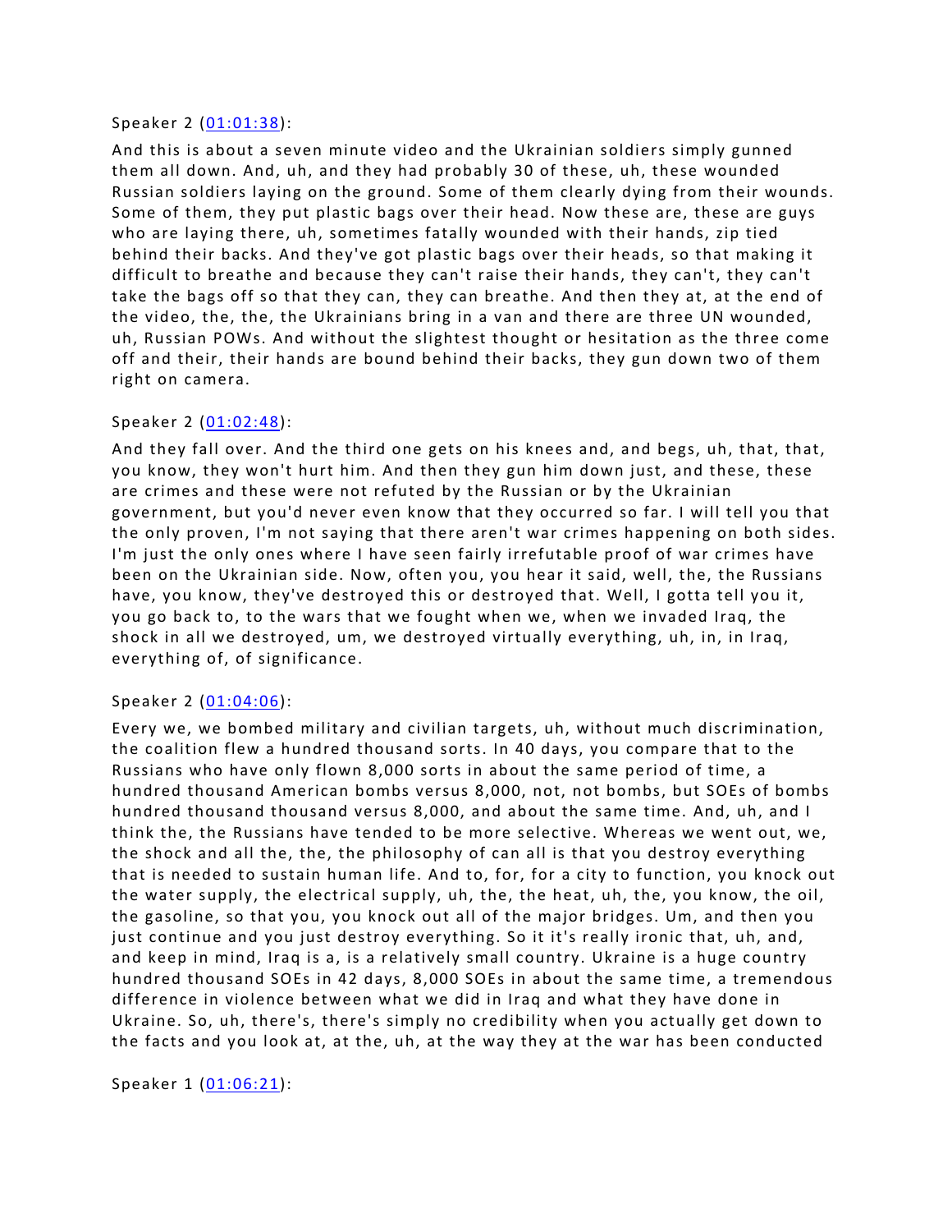Speaker 2 ([01:01:38](#)):

And this is about a seven minute video and the Ukrainian soldiers simply gunned them all down. And, uh, and they had probably 30 of these, uh, these wounded Russian soldiers laying on the ground. Some of them clearly dying from their wounds. Some of them, they put plastic bags over their head. Now these are, these are guys who are laying there, uh, sometimes fatally wounded with their hands, zip tied behind their backs. And they've got plastic bags over their heads, so that making it difficult to breathe and because they can't raise their hands, they can't, they can't take the bags off so that they can, they can breathe. And then they at, at the end of the video, the, the, the Ukrainians bring in a van and there are three UN wounded, uh, Russian POWs. And without the slightest thought or hesitation as the three come off and their, their hands are bound behind their backs, they gun down two of them right on camera.

Speaker 2 ([01:02:48](#)):

And they fall over. And the third one gets on his knees and, and begs, uh, that, that, you know, they won't hurt him. And then they gun him down just, and these, these are crimes and these were not refuted by the Russian or by the Ukrainian government, but you'd never even know that they occurred so far. I will tell you that the only proven, I'm not saying that there aren't war crimes happening on both sides. I'm just the only ones where I have seen fairly irrefutable proof of war crimes have been on the Ukrainian side. Now, often you, you hear it said, well, the, the Russians have, you know, they've destroyed this or destroyed that. Well, I gotta tell you it, you go back to, to the wars that we fought when we, when we invaded Iraq, the shock in all we destroyed, um, we destroyed virtually everything, uh, in, in Iraq, everything of, of significance.

Speaker 2 ([01:04:06](#)):

Every we, we bombed military and civilian targets, uh, without much discrimination, the coalition flew a hundred thousand sorts. In 40 days, you compare that to the Russians who have only flown 8,000 sorts in about the same period of time, a hundred thousand American bombs versus 8,000, not, not bombs, but SOEs of bombs hundred thousand thousand versus 8,000, and about the same time. And, uh, and I think the, the Russians have tended to be more selective. Whereas we went out, we, the shock and all the, the, the philosophy of can all is that you destroy everything that is needed to sustain human life. And to, for, for a city to function, you knock out the water supply, the electrical supply, uh, the, the heat, uh, the, you know, the oil, the gasoline, so that you, you knock out all of the major bridges. Um, and then you just continue and you just destroy everything. So it it's really ironic that, uh, and, and keep in mind, Iraq is a, is a relatively small country. Ukraine is a huge country hundred thousand SOEs in 42 days, 8,000 SOEs in about the same time, a tremendous difference in violence between what we did in Iraq and what they have done in Ukraine. So, uh, there's, there's simply no credibility when you actually get down to the facts and you look at, at the, uh, at the way they at the war has been conducted

Speaker 1 ([01:06:21](#)):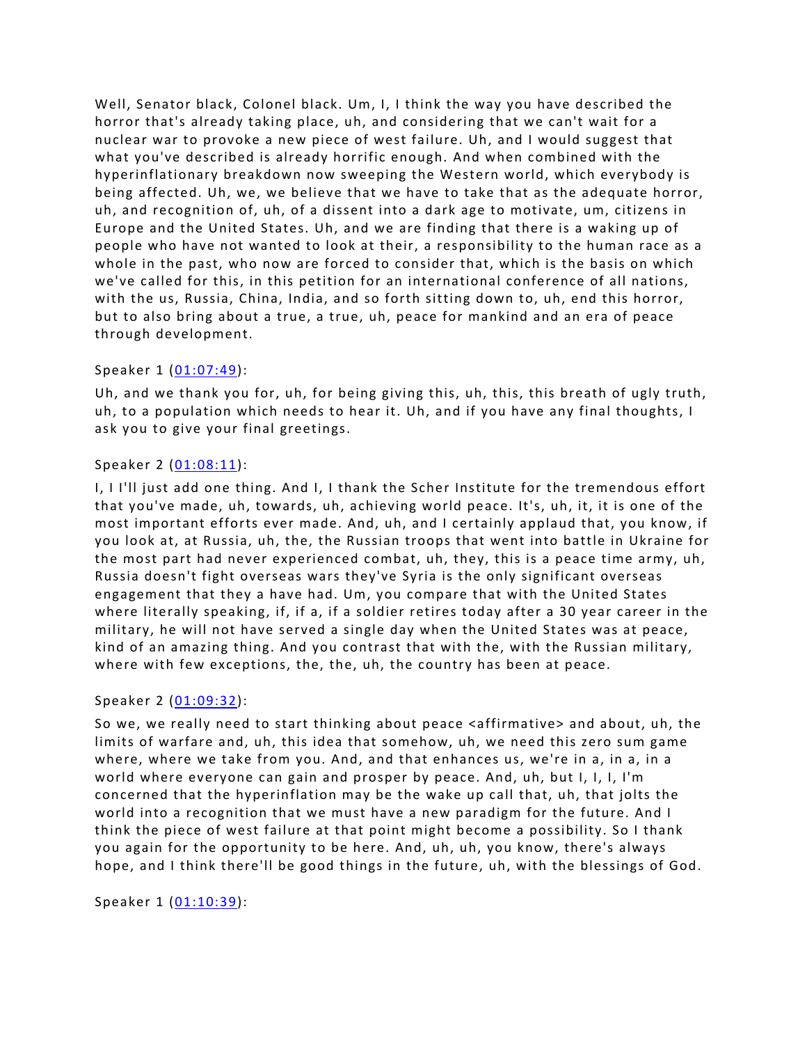Well, Senator black, Colonel black. Um, I, I think the way you have described the horror that's already taking place, uh, and considering that we can't wait for a nuclear war to provoke a new piece of west failure. Uh, and I would suggest that what you've described is already horrific enough. And when combined with the hyperinflationary breakdown now sweeping the Western world, which everybody is being affected. Uh, we, we believe that we have to take that as the adequate horror, uh, and recognition of, uh, of a dissent into a dark age to motivate, um, citizens in Europe and the United States. Uh, and we are finding that there is a waking up of people who have not wanted to look at their, a responsibility to the human race as a whole in the past, who now are forced to consider that, which is the basis on which we've called for this, in this petition for an international conference of all nations, with the us, Russia, China, India, and so forth sitting down to, uh, end this horror, but to also bring about a true, a true, uh, peace for mankind and an era of peace through development.

Speaker 1 ([01:07:49]()):

Uh, and we thank you for, uh, for being giving this, uh, this, this breath of ugly truth, uh, to a population which needs to hear it. Uh, and if you have any final thoughts, I ask you to give your final greetings.

Speaker 2 ([01:08:11]()):

I, I I'll just add one thing. And I, I thank the Scher Institute for the tremendous effort that you've made, uh, towards, uh, achieving world peace. It's, uh, it, it is one of the most important efforts ever made. And, uh, and I certainly applaud that, you know, if you look at, at Russia, uh, the, the Russian troops that went into battle in Ukraine for the most part had never experienced combat, uh, they, this is a peace time army, uh, Russia doesn't fight overseas wars they've Syria is the only significant overseas engagement that they a have had. Um, you compare that with the United States where literally speaking, if, if a, if a soldier retires today after a 30 year career in the military, he will not have served a single day when the United States was at peace, kind of an amazing thing. And you contrast that with the, with the Russian military, where with few exceptions, the, the, uh, the country has been at peace.

Speaker 2 ([01:09:32]()):

So we, we really need to start thinking about peace <affirmative> and about, uh, the limits of warfare and, uh, this idea that somehow, uh, we need this zero sum game where, where we take from you. And, and that enhances us, we're in a, in a, in a world where everyone can gain and prosper by peace. And, uh, but I, I, I, I'm concerned that the hyperinflation may be the wake up call that, uh, that jolts the world into a recognition that we must have a new paradigm for the future. And I think the piece of west failure at that point might become a possibility. So I thank you again for the opportunity to be here. And, uh, uh, you know, there's always hope, and I think there'll be good things in the future, uh, with the blessings of God.

Speaker 1 ([01:10:39]()):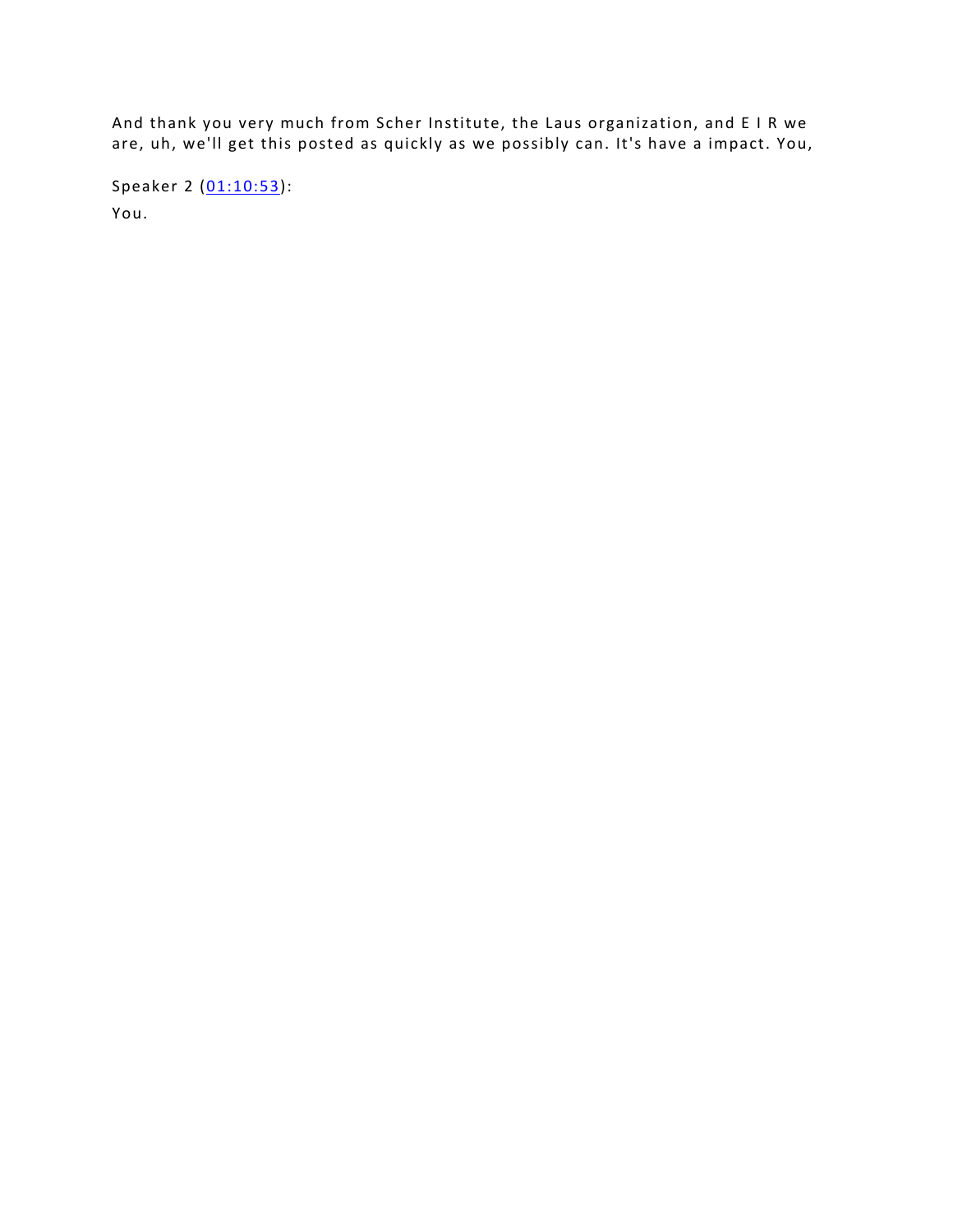And thank you very much from Scher Institute, the Laus organization, and E I R we are, uh, we'll get this posted as quickly as we possibly can. It's have a impact. You,

Speaker 2 ([01:10:53]):

You.